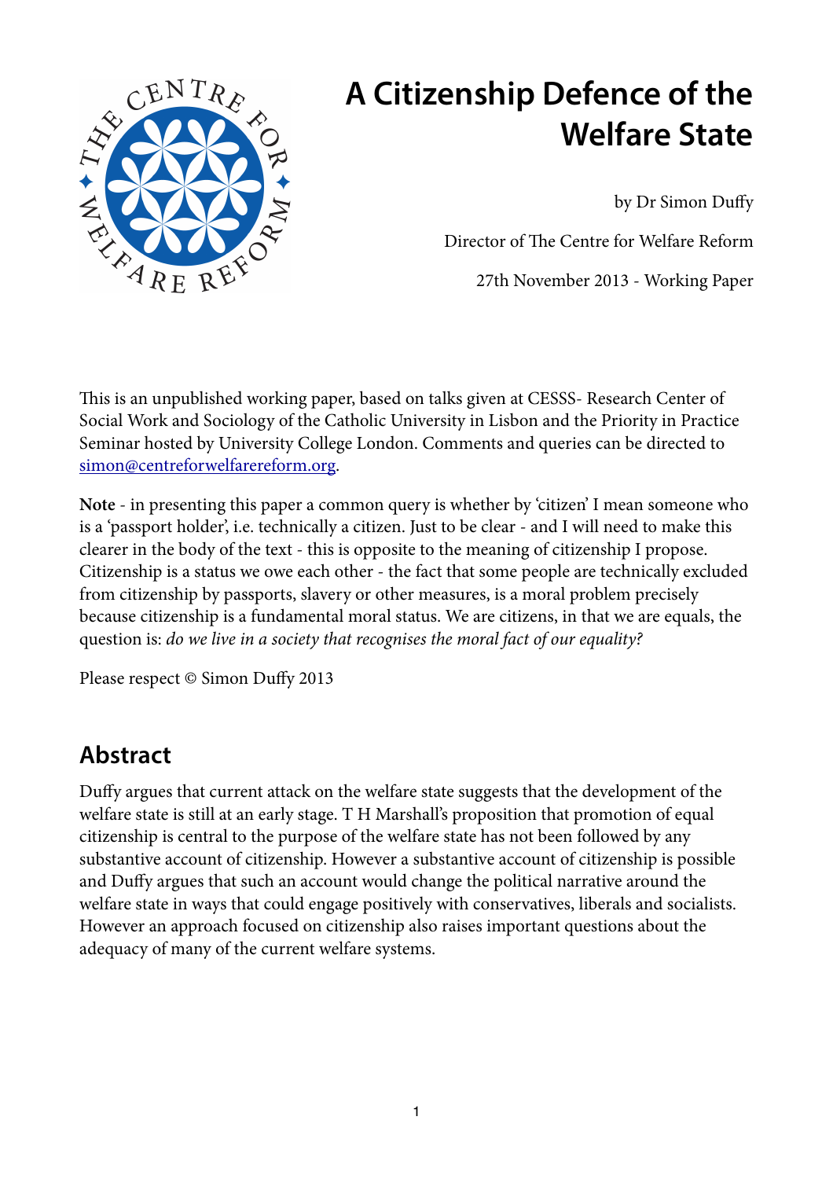# A Citizenship Defence of the Welfare State

by Dr Simon Duffy

Director of The Centre for Welfare Reform

27th November 2013 - Working Paper

This is an unpublished working paper, based on talks given at CESSS- Research Center of Social Work and Sociology of the Catholic University in Lisbon and the Priority in Practice Seminar hosted by University College London. Comments and queries can be directed to simon@centreforwelfarereform.org.

**Note** - in presenting this paper a common query is whether by 'citizen' I mean someone who is a 'passport holder', i.e. technically a citizen. Just to be clear - and I will need to make this clearer in the body of the text - this is opposite to the meaning of citizenship I propose. Citizenship is a status we owe each other - the fact that some people are technically excluded from citizenship by passports, slavery or other measures, is a moral problem precisely because citizenship is a fundamental moral status. We are citizens, in that we are equals, the question is: *do we live in a society that recognises the moral fact of our equality?*

Please respect © Simon Duffy 2013

## Abstract

Duffy argues that current attack on the welfare state suggests that the development of the welfare state is still at an early stage. T H Marshall's proposition that promotion of equal citizenship is central to the purpose of the welfare state has not been followed by any substantive account of citizenship. However a substantive account of citizenship is possible and Duffy argues that such an account would change the political narrative around the welfare state in ways that could engage positively with conservatives, liberals and socialists. However an approach focused on citizenship also raises important questions about the adequacy of many of the current welfare systems.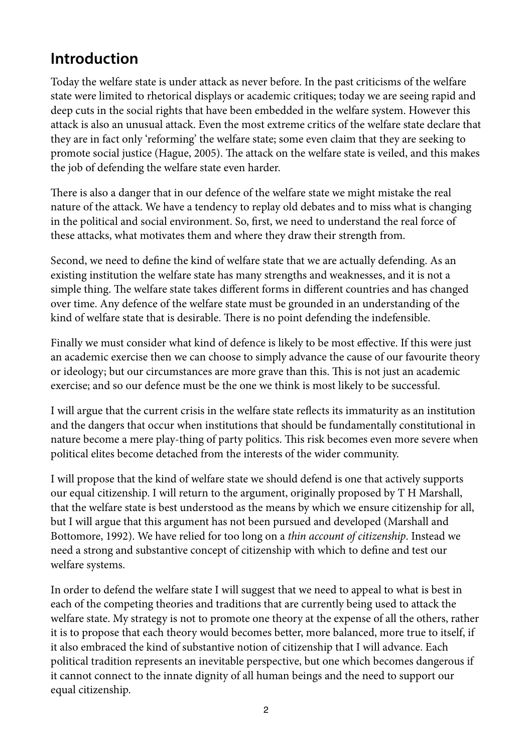## Introduction

Today the welfare state is under attack as never before. In the past criticisms of the welfare state were limited to rhetorical displays or academic critiques; today we are seeing rapid and deep cuts in the social rights that have been embedded in the welfare system. However this attack is also an unusual attack. Even the most extreme critics of the welfare state declare that they are in fact only 'reforming' the welfare state; some even claim that they are seeking to promote social justice (Hague, 2005). The attack on the welfare state is veiled, and this makes the job of defending the welfare state even harder.

There is also a danger that in our defence of the welfare state we might mistake the real nature of the attack. We have a tendency to replay old debates and to miss what is changing in the political and social environment. So, first, we need to understand the real force of these attacks, what motivates them and where they draw their strength from.

Second, we need to define the kind of welfare state that we are actually defending. As an existing institution the welfare state has many strengths and weaknesses, and it is not a simple thing. The welfare state takes different forms in different countries and has changed over time. Any defence of the welfare state must be grounded in an understanding of the kind of welfare state that is desirable. There is no point defending the indefensible.

Finally we must consider what kind of defence is likely to be most effective. If this were just an academic exercise then we can choose to simply advance the cause of our favourite theory or ideology; but our circumstances are more grave than this. This is not just an academic exercise; and so our defence must be the one we think is most likely to be successful.

I will argue that the current crisis in the welfare state reflects its immaturity as an institution and the dangers that occur when institutions that should be fundamentally constitutional in nature become a mere play-thing of party politics. This risk becomes even more severe when political elites become detached from the interests of the wider community.

I will propose that the kind of welfare state we should defend is one that actively supports our equal citizenship. I will return to the argument, originally proposed by T H Marshall, that the welfare state is best understood as the means by which we ensure citizenship for all, but I will argue that this argument has not been pursued and developed (Marshall and Bottomore, 1992). We have relied for too long on a *thin account of citizenship*. Instead we need a strong and substantive concept of citizenship with which to define and test our welfare systems.

In order to defend the welfare state I will suggest that we need to appeal to what is best in each of the competing theories and traditions that are currently being used to attack the welfare state. My strategy is not to promote one theory at the expense of all the others, rather it is to propose that each theory would becomes better, more balanced, more true to itself, if it also embraced the kind of substantive notion of citizenship that I will advance. Each political tradition represents an inevitable perspective, but one which becomes dangerous if it cannot connect to the innate dignity of all human beings and the need to support our equal citizenship.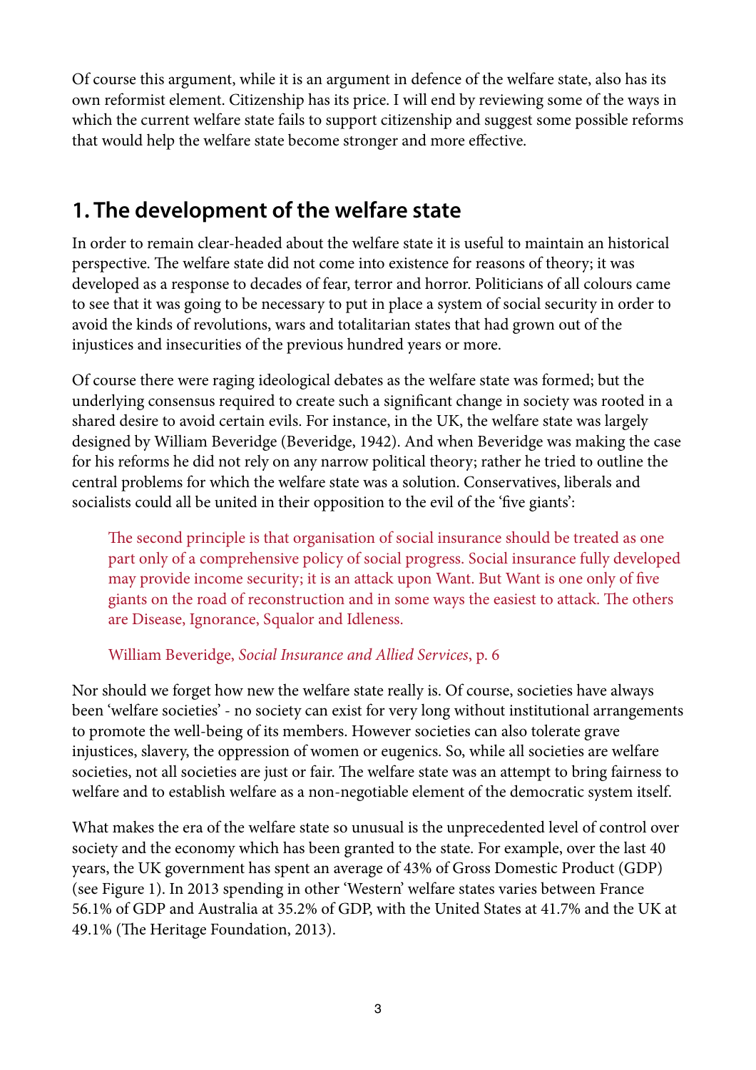Of course this argument, while it is an argument in defence of the welfare state, also has its own reformist element. Citizenship has its price. I will end by reviewing some of the ways in which the current welfare state fails to support citizenship and suggest some possible reforms that would help the welfare state become stronger and more effective.

## 1. The development of the welfare state

In order to remain clear-headed about the welfare state it is useful to maintain an historical perspective. The welfare state did not come into existence for reasons of theory; it was developed as a response to decades of fear, terror and horror. Politicians of all colours came to see that it was going to be necessary to put in place a system of social security in order to avoid the kinds of revolutions, wars and totalitarian states that had grown out of the injustices and insecurities of the previous hundred years or more.

Of course there were raging ideological debates as the welfare state was formed; but the underlying consensus required to create such a significant change in society was rooted in a shared desire to avoid certain evils. For instance, in the UK, the welfare state was largely designed by William Beveridge (Beveridge, 1942). And when Beveridge was making the case for his reforms he did not rely on any narrow political theory; rather he tried to outline the central problems for which the welfare state was a solution. Conservatives, liberals and socialists could all be united in their opposition to the evil of the 'five giants':

> The second principle is that organisation of social insurance should be treated as one part only of a comprehensive policy of social progress. Social insurance fully developed may provide income security; it is an attack upon Want. But Want is one only of five giants on the road of reconstruction and in some ways the easiest to attack. The others are Disease, Ignorance, Squalor and Idleness.
>
> William Beveridge, *Social Insurance and Allied Services*, p. 6

Nor should we forget how new the welfare state really is. Of course, societies have always been 'welfare societies' - no society can exist for very long without institutional arrangements to promote the well-being of its members. However societies can also tolerate grave injustices, slavery, the oppression of women or eugenics. So, while all societies are welfare societies, not all societies are just or fair. The welfare state was an attempt to bring fairness to welfare and to establish welfare as a non-negotiable element of the democratic system itself.

What makes the era of the welfare state so unusual is the unprecedented level of control over society and the economy which has been granted to the state. For example, over the last 40 years, the UK government has spent an average of 43% of Gross Domestic Product (GDP) (see Figure 1). In 2013 spending in other 'Western' welfare states varies between France 56.1% of GDP and Australia at 35.2% of GDP, with the United States at 41.7% and the UK at 49.1% (The Heritage Foundation, 2013).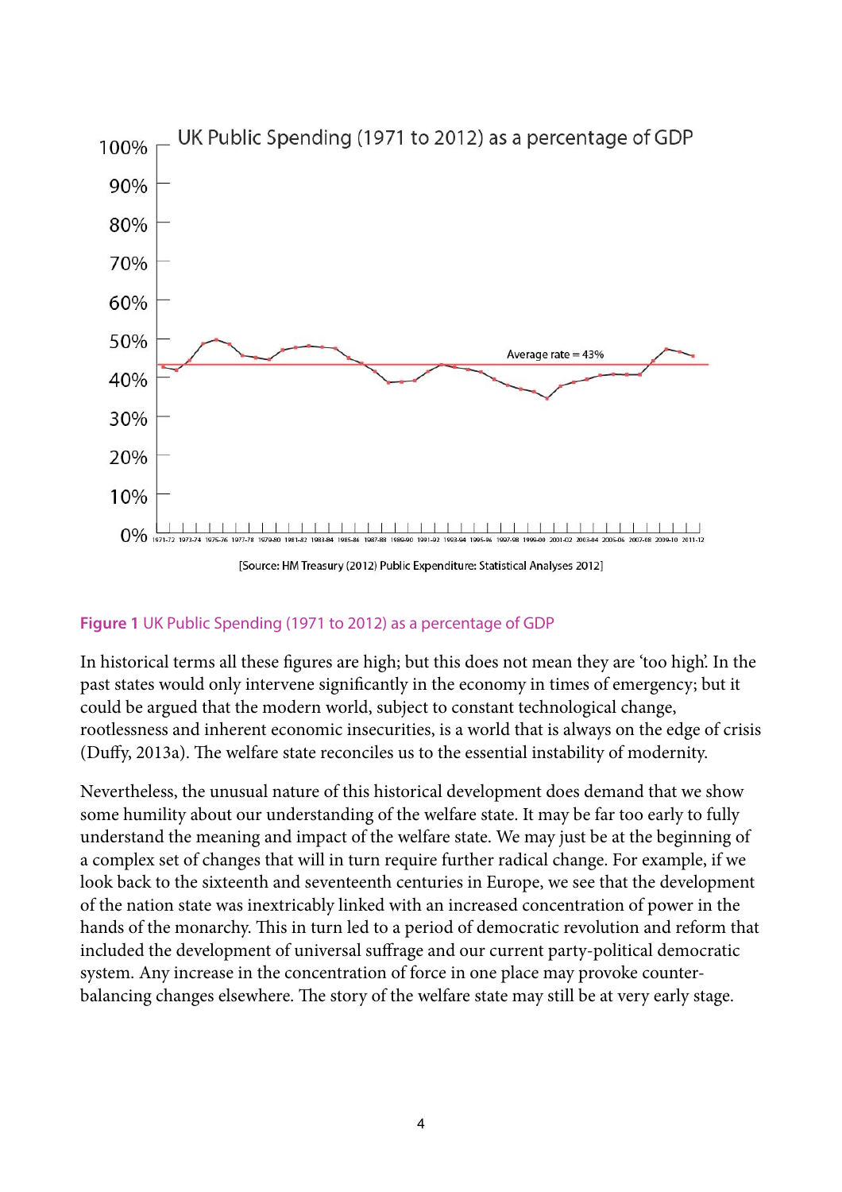**Figure 1** UK Public Spending (1971 to 2012) as a percentage of GDP

In historical terms all these figures are high; but this does not mean they are 'too high'. In the past states would only intervene significantly in the economy in times of emergency; but it could be argued that the modern world, subject to constant technological change, rootlessness and inherent economic insecurities, is a world that is always on the edge of crisis (Duffy, 2013a). The welfare state reconciles us to the essential instability of modernity.

Nevertheless, the unusual nature of this historical development does demand that we show some humility about our understanding of the welfare state. It may be far too early to fully understand the meaning and impact of the welfare state. We may just be at the beginning of a complex set of changes that will in turn require further radical change. For example, if we look back to the sixteenth and seventeenth centuries in Europe, we see that the development of the nation state was inextricably linked with an increased concentration of power in the hands of the monarchy. This in turn led to a period of democratic revolution and reform that included the development of universal suffrage and our current party-political democratic system. Any increase in the concentration of force in one place may provoke counter-balancing changes elsewhere. The story of the welfare state may still be at very early stage.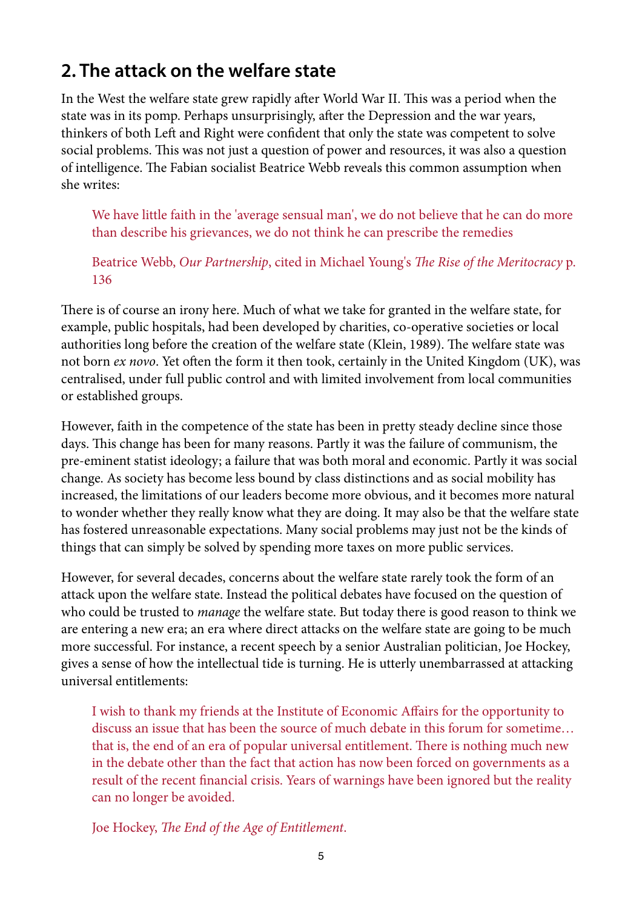## 2. The attack on the welfare state

In the West the welfare state grew rapidly after World War II. This was a period when the state was in its pomp. Perhaps unsurprisingly, after the Depression and the war years, thinkers of both Left and Right were confident that only the state was competent to solve social problems. This was not just a question of power and resources, it was also a question of intelligence. The Fabian socialist Beatrice Webb reveals this common assumption when she writes:

> We have little faith in the 'average sensual man', we do not believe that he can do more than describe his grievances, we do not think he can prescribe the remedies
>
> Beatrice Webb, *Our Partnership*, cited in Michael Young's *The Rise of the Meritocracy* p. 136

There is of course an irony here. Much of what we take for granted in the welfare state, for example, public hospitals, had been developed by charities, co-operative societies or local authorities long before the creation of the welfare state (Klein, 1989). The welfare state was not born *ex novo*. Yet often the form it then took, certainly in the United Kingdom (UK), was centralised, under full public control and with limited involvement from local communities or established groups.

However, faith in the competence of the state has been in pretty steady decline since those days. This change has been for many reasons. Partly it was the failure of communism, the pre-eminent statist ideology; a failure that was both moral and economic. Partly it was social change. As society has become less bound by class distinctions and as social mobility has increased, the limitations of our leaders become more obvious, and it becomes more natural to wonder whether they really know what they are doing. It may also be that the welfare state has fostered unreasonable expectations. Many social problems may just not be the kinds of things that can simply be solved by spending more taxes on more public services.

However, for several decades, concerns about the welfare state rarely took the form of an attack upon the welfare state. Instead the political debates have focused on the question of who could be trusted to *manage* the welfare state. But today there is good reason to think we are entering a new era; an era where direct attacks on the welfare state are going to be much more successful. For instance, a recent speech by a senior Australian politician, Joe Hockey, gives a sense of how the intellectual tide is turning. He is utterly unembarrassed at attacking universal entitlements:

> I wish to thank my friends at the Institute of Economic Affairs for the opportunity to discuss an issue that has been the source of much debate in this forum for sometime… that is, the end of an era of popular universal entitlement. There is nothing much new in the debate other than the fact that action has now been forced on governments as a result of the recent financial crisis. Years of warnings have been ignored but the reality can no longer be avoided.
>
> Joe Hockey, *The End of the Age of Entitlement*.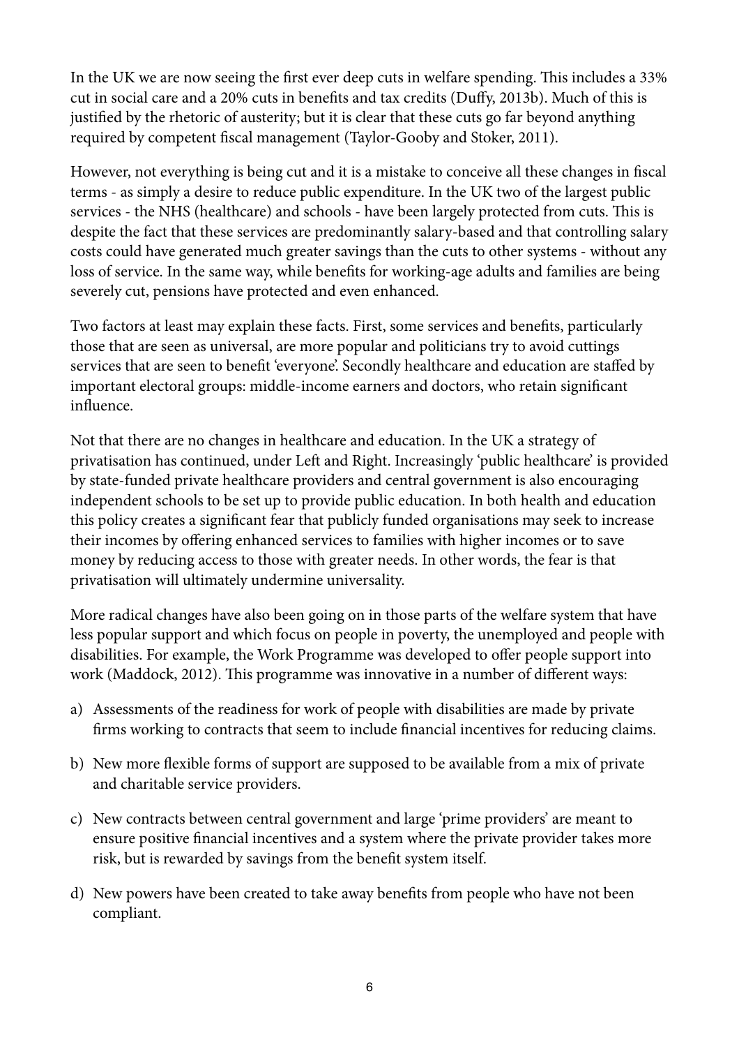In the UK we are now seeing the first ever deep cuts in welfare spending. This includes a 33% cut in social care and a 20% cuts in benefits and tax credits (Duffy, 2013b). Much of this is justified by the rhetoric of austerity; but it is clear that these cuts go far beyond anything required by competent fiscal management (Taylor-Gooby and Stoker, 2011).

However, not everything is being cut and it is a mistake to conceive all these changes in fiscal terms - as simply a desire to reduce public expenditure. In the UK two of the largest public services - the NHS (healthcare) and schools - have been largely protected from cuts. This is despite the fact that these services are predominantly salary-based and that controlling salary costs could have generated much greater savings than the cuts to other systems - without any loss of service. In the same way, while benefits for working-age adults and families are being severely cut, pensions have protected and even enhanced.

Two factors at least may explain these facts. First, some services and benefits, particularly those that are seen as universal, are more popular and politicians try to avoid cuttings services that are seen to benefit 'everyone'. Secondly healthcare and education are staffed by important electoral groups: middle-income earners and doctors, who retain significant influence.

Not that there are no changes in healthcare and education. In the UK a strategy of privatisation has continued, under Left and Right. Increasingly 'public healthcare' is provided by state-funded private healthcare providers and central government is also encouraging independent schools to be set up to provide public education. In both health and education this policy creates a significant fear that publicly funded organisations may seek to increase their incomes by offering enhanced services to families with higher incomes or to save money by reducing access to those with greater needs. In other words, the fear is that privatisation will ultimately undermine universality.

More radical changes have also been going on in those parts of the welfare system that have less popular support and which focus on people in poverty, the unemployed and people with disabilities. For example, the Work Programme was developed to offer people support into work (Maddock, 2012). This programme was innovative in a number of different ways:

a) Assessments of the readiness for work of people with disabilities are made by private firms working to contracts that seem to include financial incentives for reducing claims.

b) New more flexible forms of support are supposed to be available from a mix of private and charitable service providers.

c) New contracts between central government and large 'prime providers' are meant to ensure positive financial incentives and a system where the private provider takes more risk, but is rewarded by savings from the benefit system itself.

d) New powers have been created to take away benefits from people who have not been compliant.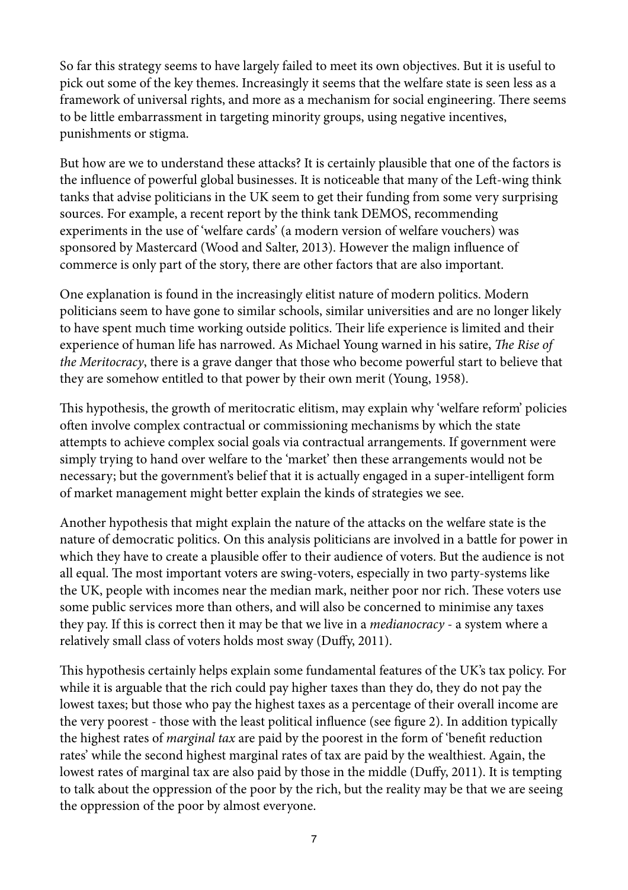So far this strategy seems to have largely failed to meet its own objectives. But it is useful to pick out some of the key themes. Increasingly it seems that the welfare state is seen less as a framework of universal rights, and more as a mechanism for social engineering. There seems to be little embarrassment in targeting minority groups, using negative incentives, punishments or stigma.

But how are we to understand these attacks? It is certainly plausible that one of the factors is the influence of powerful global businesses. It is noticeable that many of the Left-wing think tanks that advise politicians in the UK seem to get their funding from some very surprising sources. For example, a recent report by the think tank DEMOS, recommending experiments in the use of 'welfare cards' (a modern version of welfare vouchers) was sponsored by Mastercard (Wood and Salter, 2013). However the malign influence of commerce is only part of the story, there are other factors that are also important.

One explanation is found in the increasingly elitist nature of modern politics. Modern politicians seem to have gone to similar schools, similar universities and are no longer likely to have spent much time working outside politics. Their life experience is limited and their experience of human life has narrowed. As Michael Young warned in his satire, *The Rise of the Meritocracy*, there is a grave danger that those who become powerful start to believe that they are somehow entitled to that power by their own merit (Young, 1958).

This hypothesis, the growth of meritocratic elitism, may explain why 'welfare reform' policies often involve complex contractual or commissioning mechanisms by which the state attempts to achieve complex social goals via contractual arrangements. If government were simply trying to hand over welfare to the 'market' then these arrangements would not be necessary; but the government's belief that it is actually engaged in a super-intelligent form of market management might better explain the kinds of strategies we see.

Another hypothesis that might explain the nature of the attacks on the welfare state is the nature of democratic politics. On this analysis politicians are involved in a battle for power in which they have to create a plausible offer to their audience of voters. But the audience is not all equal. The most important voters are swing-voters, especially in two party-systems like the UK, people with incomes near the median mark, neither poor nor rich. These voters use some public services more than others, and will also be concerned to minimise any taxes they pay. If this is correct then it may be that we live in a *medianocracy* - a system where a relatively small class of voters holds most sway (Duffy, 2011).

This hypothesis certainly helps explain some fundamental features of the UK's tax policy. For while it is arguable that the rich could pay higher taxes than they do, they do not pay the lowest taxes; but those who pay the highest taxes as a percentage of their overall income are the very poorest - those with the least political influence (see figure 2). In addition typically the highest rates of *marginal tax* are paid by the poorest in the form of 'benefit reduction rates' while the second highest marginal rates of tax are paid by the wealthiest. Again, the lowest rates of marginal tax are also paid by those in the middle (Duffy, 2011). It is tempting to talk about the oppression of the poor by the rich, but the reality may be that we are seeing the oppression of the poor by almost everyone.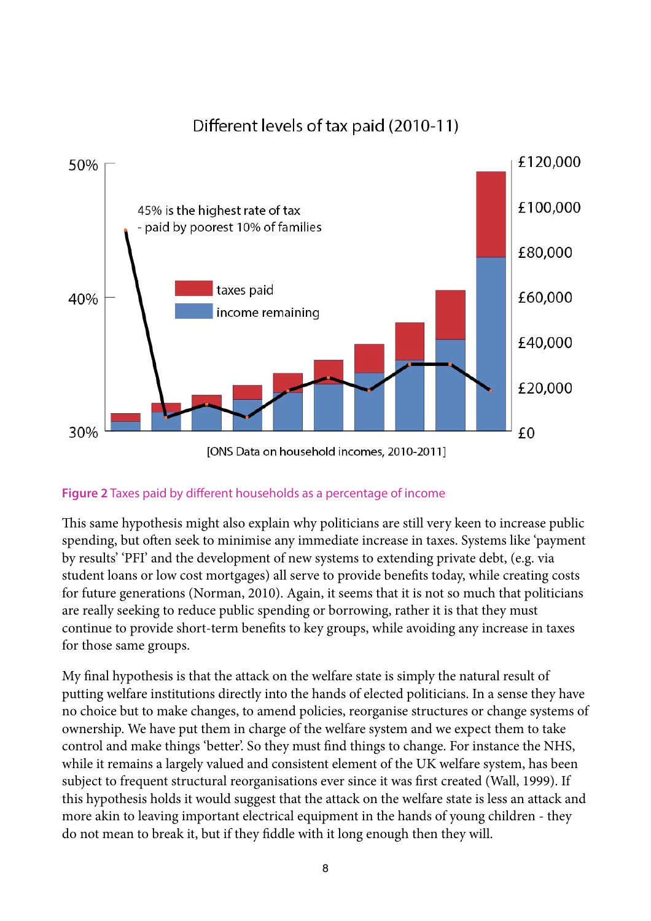Different levels of tax paid (2010-11)

45% is the highest rate of tax - paid by poorest 10% of families

taxes paid

income remaining

[ONS Data on household incomes, 2010-2011]

**Figure 2** Taxes paid by different households as a percentage of income

This same hypothesis might also explain why politicians are still very keen to increase public spending, but often seek to minimise any immediate increase in taxes. Systems like 'payment by results' 'PFI' and the development of new systems to extending private debt, (e.g. via student loans or low cost mortgages) all serve to provide benefits today, while creating costs for future generations (Norman, 2010). Again, it seems that it is not so much that politicians are really seeking to reduce public spending or borrowing, rather it is that they must continue to provide short-term benefits to key groups, while avoiding any increase in taxes for those same groups.

My final hypothesis is that the attack on the welfare state is simply the natural result of putting welfare institutions directly into the hands of elected politicians. In a sense they have no choice but to make changes, to amend policies, reorganise structures or change systems of ownership. We have put them in charge of the welfare system and we expect them to take control and make things 'better'. So they must find things to change. For instance the NHS, while it remains a largely valued and consistent element of the UK welfare system, has been subject to frequent structural reorganisations ever since it was first created (Wall, 1999). If this hypothesis holds it would suggest that the attack on the welfare state is less an attack and more akin to leaving important electrical equipment in the hands of young children - they do not mean to break it, but if they fiddle with it long enough then they will.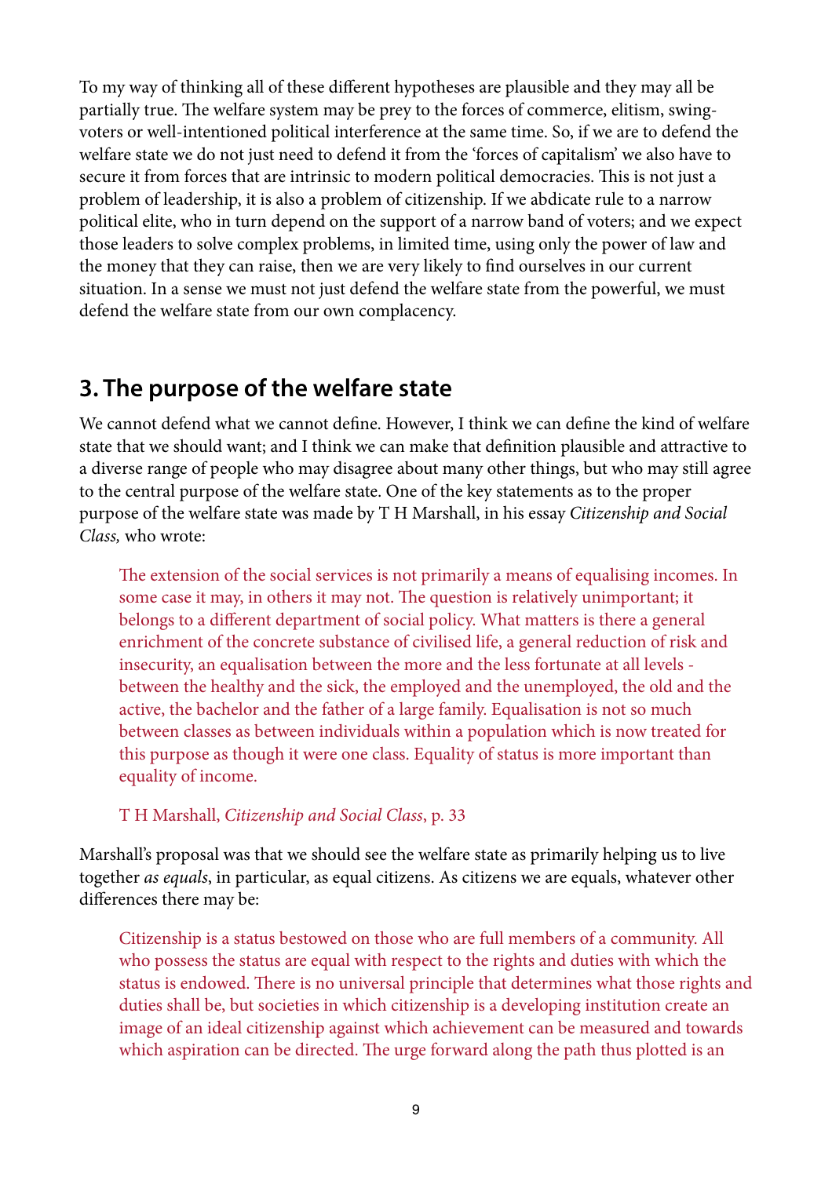To my way of thinking all of these different hypotheses are plausible and they may all be partially true. The welfare system may be prey to the forces of commerce, elitism, swing-voters or well-intentioned political interference at the same time. So, if we are to defend the welfare state we do not just need to defend it from the 'forces of capitalism' we also have to secure it from forces that are intrinsic to modern political democracies. This is not just a problem of leadership, it is also a problem of citizenship. If we abdicate rule to a narrow political elite, who in turn depend on the support of a narrow band of voters; and we expect those leaders to solve complex problems, in limited time, using only the power of law and the money that they can raise, then we are very likely to find ourselves in our current situation. In a sense we must not just defend the welfare state from the powerful, we must defend the welfare state from our own complacency.

## 3. The purpose of the welfare state

We cannot defend what we cannot define. However, I think we can define the kind of welfare state that we should want; and I think we can make that definition plausible and attractive to a diverse range of people who may disagree about many other things, but who may still agree to the central purpose of the welfare state. One of the key statements as to the proper purpose of the welfare state was made by T H Marshall, in his essay *Citizenship and Social Class,* who wrote:

> The extension of the social services is not primarily a means of equalising incomes. In some case it may, in others it may not. The question is relatively unimportant; it belongs to a different department of social policy. What matters is there a general enrichment of the concrete substance of civilised life, a general reduction of risk and insecurity, an equalisation between the more and the less fortunate at all levels - between the healthy and the sick, the employed and the unemployed, the old and the active, the bachelor and the father of a large family. Equalisation is not so much between classes as between individuals within a population which is now treated for this purpose as though it were one class. Equality of status is more important than equality of income.
>
> T H Marshall, *Citizenship and Social Class*, p. 33

Marshall's proposal was that we should see the welfare state as primarily helping us to live together *as equals*, in particular, as equal citizens. As citizens we are equals, whatever other differences there may be:

> Citizenship is a status bestowed on those who are full members of a community. All who possess the status are equal with respect to the rights and duties with which the status is endowed. There is no universal principle that determines what those rights and duties shall be, but societies in which citizenship is a developing institution create an image of an ideal citizenship against which achievement can be measured and towards which aspiration can be directed. The urge forward along the path thus plotted is an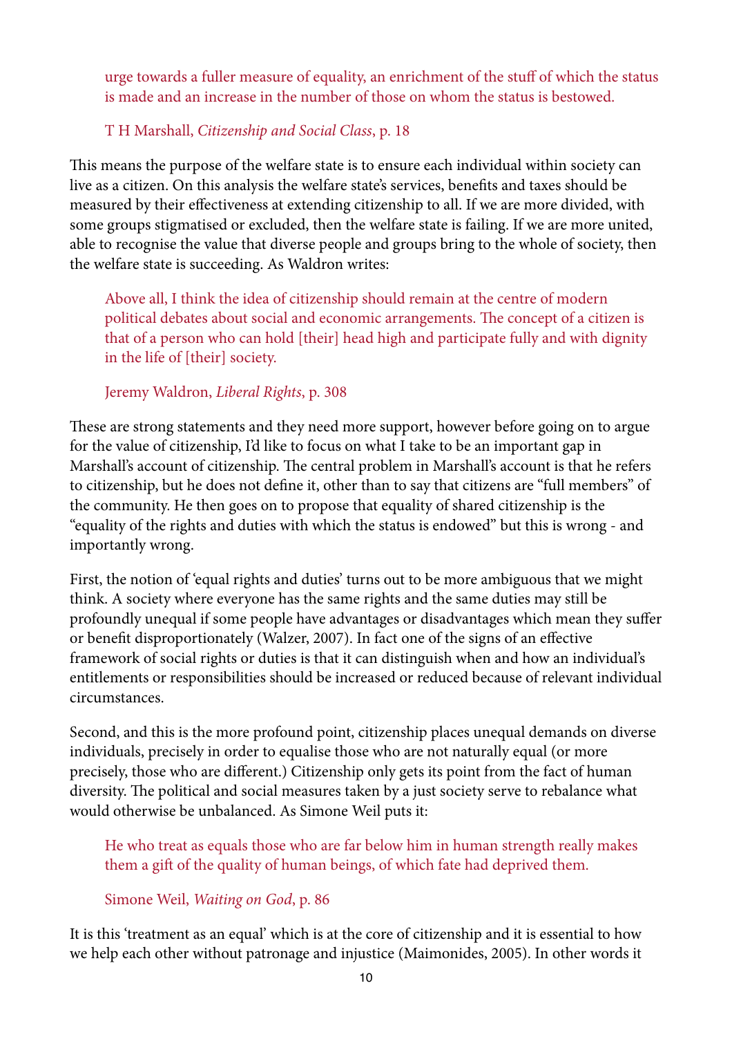> urge towards a fuller measure of equality, an enrichment of the stuff of which the status is made and an increase in the number of those on whom the status is bestowed.
>
> T H Marshall, *Citizenship and Social Class*, p. 18

This means the purpose of the welfare state is to ensure each individual within society can live as a citizen. On this analysis the welfare state's services, benefits and taxes should be measured by their effectiveness at extending citizenship to all. If we are more divided, with some groups stigmatised or excluded, then the welfare state is failing. If we are more united, able to recognise the value that diverse people and groups bring to the whole of society, then the welfare state is succeeding. As Waldron writes:

> Above all, I think the idea of citizenship should remain at the centre of modern political debates about social and economic arrangements. The concept of a citizen is that of a person who can hold [their] head high and participate fully and with dignity in the life of [their] society.
>
> Jeremy Waldron, *Liberal Rights*, p. 308

These are strong statements and they need more support, however before going on to argue for the value of citizenship, I'd like to focus on what I take to be an important gap in Marshall's account of citizenship. The central problem in Marshall's account is that he refers to citizenship, but he does not define it, other than to say that citizens are "full members" of the community. He then goes on to propose that equality of shared citizenship is the "equality of the rights and duties with which the status is endowed" but this is wrong - and importantly wrong.

First, the notion of 'equal rights and duties' turns out to be more ambiguous that we might think. A society where everyone has the same rights and the same duties may still be profoundly unequal if some people have advantages or disadvantages which mean they suffer or benefit disproportionately (Walzer, 2007). In fact one of the signs of an effective framework of social rights or duties is that it can distinguish when and how an individual's entitlements or responsibilities should be increased or reduced because of relevant individual circumstances.

Second, and this is the more profound point, citizenship places unequal demands on diverse individuals, precisely in order to equalise those who are not naturally equal (or more precisely, those who are different.) Citizenship only gets its point from the fact of human diversity. The political and social measures taken by a just society serve to rebalance what would otherwise be unbalanced. As Simone Weil puts it:

> He who treat as equals those who are far below him in human strength really makes them a gift of the quality of human beings, of which fate had deprived them.
>
> Simone Weil, *Waiting on God*, p. 86

It is this 'treatment as an equal' which is at the core of citizenship and it is essential to how we help each other without patronage and injustice (Maimonides, 2005). In other words it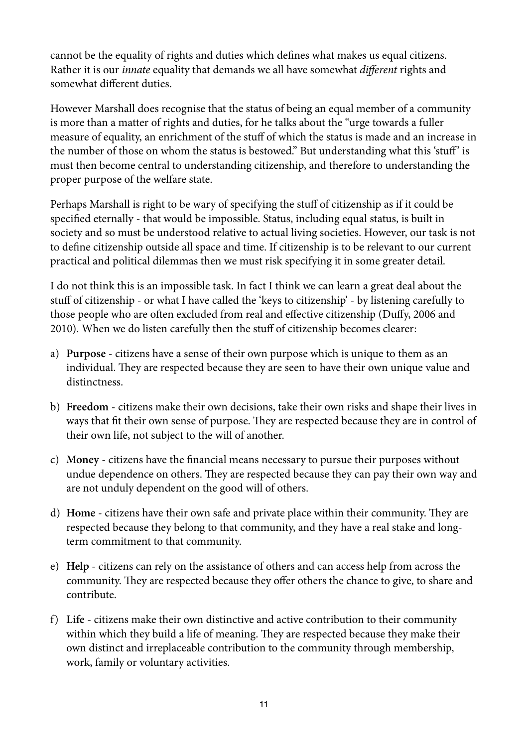cannot be the equality of rights and duties which defines what makes us equal citizens. Rather it is our *innate* equality that demands we all have somewhat *different* rights and somewhat different duties.

However Marshall does recognise that the status of being an equal member of a community is more than a matter of rights and duties, for he talks about the "urge towards a fuller measure of equality, an enrichment of the stuff of which the status is made and an increase in the number of those on whom the status is bestowed." But understanding what this 'stuff' is must then become central to understanding citizenship, and therefore to understanding the proper purpose of the welfare state.

Perhaps Marshall is right to be wary of specifying the stuff of citizenship as if it could be specified eternally - that would be impossible. Status, including equal status, is built in society and so must be understood relative to actual living societies. However, our task is not to define citizenship outside all space and time. If citizenship is to be relevant to our current practical and political dilemmas then we must risk specifying it in some greater detail.

I do not think this is an impossible task. In fact I think we can learn a great deal about the stuff of citizenship - or what I have called the 'keys to citizenship' - by listening carefully to those people who are often excluded from real and effective citizenship (Duffy, 2006 and 2010). When we do listen carefully then the stuff of citizenship becomes clearer:

a) **Purpose** - citizens have a sense of their own purpose which is unique to them as an individual. They are respected because they are seen to have their own unique value and distinctness.

b) **Freedom** - citizens make their own decisions, take their own risks and shape their lives in ways that fit their own sense of purpose. They are respected because they are in control of their own life, not subject to the will of another.

c) **Money** - citizens have the financial means necessary to pursue their purposes without undue dependence on others. They are respected because they can pay their own way and are not unduly dependent on the good will of others.

d) **Home** - citizens have their own safe and private place within their community. They are respected because they belong to that community, and they have a real stake and long-term commitment to that community.

e) **Help** - citizens can rely on the assistance of others and can access help from across the community. They are respected because they offer others the chance to give, to share and contribute.

f) **Life** - citizens make their own distinctive and active contribution to their community within which they build a life of meaning. They are respected because they make their own distinct and irreplaceable contribution to the community through membership, work, family or voluntary activities.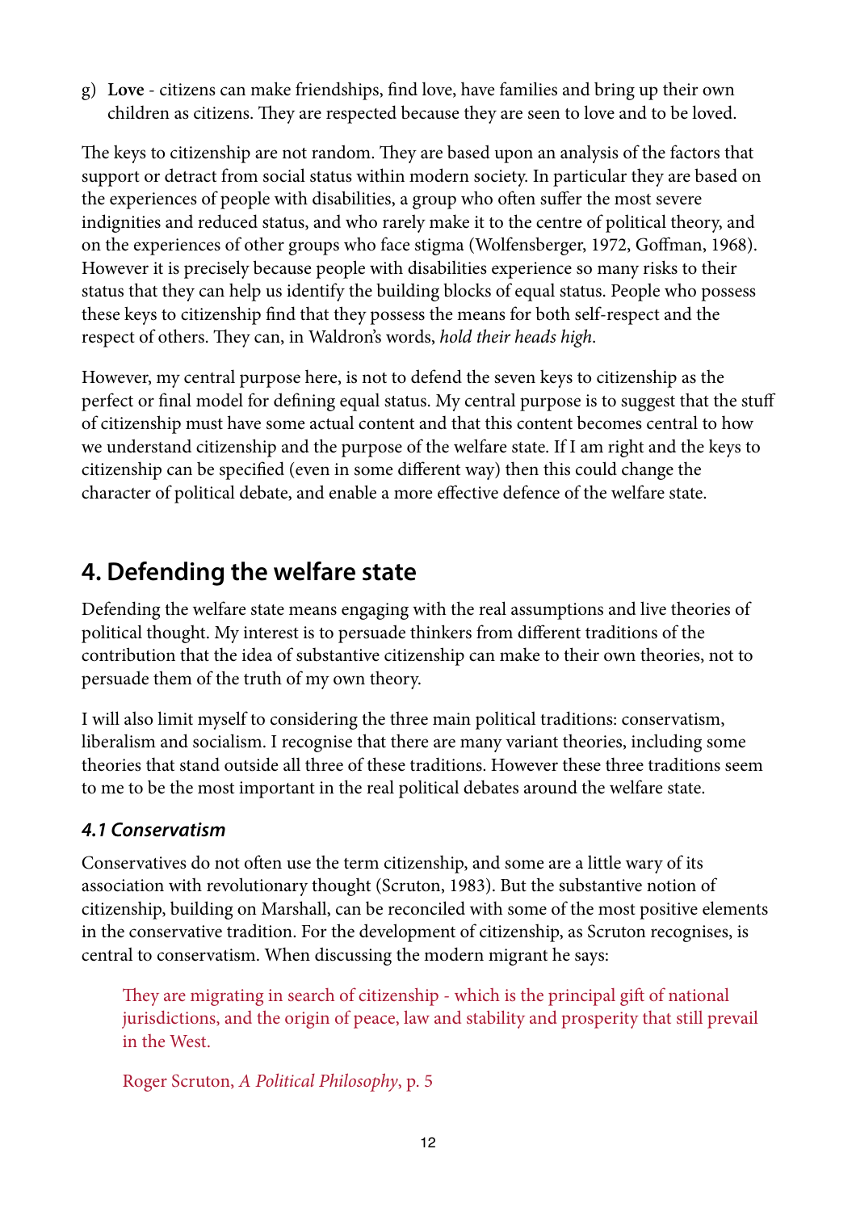g) **Love** - citizens can make friendships, find love, have families and bring up their own children as citizens. They are respected because they are seen to love and to be loved.

The keys to citizenship are not random. They are based upon an analysis of the factors that support or detract from social status within modern society. In particular they are based on the experiences of people with disabilities, a group who often suffer the most severe indignities and reduced status, and who rarely make it to the centre of political theory, and on the experiences of other groups who face stigma (Wolfensberger, 1972, Goffman, 1968). However it is precisely because people with disabilities experience so many risks to their status that they can help us identify the building blocks of equal status. People who possess these keys to citizenship find that they possess the means for both self-respect and the respect of others. They can, in Waldron's words, *hold their heads high*.

However, my central purpose here, is not to defend the seven keys to citizenship as the perfect or final model for defining equal status. My central purpose is to suggest that the stuff of citizenship must have some actual content and that this content becomes central to how we understand citizenship and the purpose of the welfare state. If I am right and the keys to citizenship can be specified (even in some different way) then this could change the character of political debate, and enable a more effective defence of the welfare state.

## 4. Defending the welfare state

Defending the welfare state means engaging with the real assumptions and live theories of political thought. My interest is to persuade thinkers from different traditions of the contribution that the idea of substantive citizenship can make to their own theories, not to persuade them of the truth of my own theory.

I will also limit myself to considering the three main political traditions: conservatism, liberalism and socialism. I recognise that there are many variant theories, including some theories that stand outside all three of these traditions. However these three traditions seem to me to be the most important in the real political debates around the welfare state.

### *4.1 Conservatism*

Conservatives do not often use the term citizenship, and some are a little wary of its association with revolutionary thought (Scruton, 1983). But the substantive notion of citizenship, building on Marshall, can be reconciled with some of the most positive elements in the conservative tradition. For the development of citizenship, as Scruton recognises, is central to conservatism. When discussing the modern migrant he says:

> They are migrating in search of citizenship - which is the principal gift of national jurisdictions, and the origin of peace, law and stability and prosperity that still prevail in the West.
>
> Roger Scruton, *A Political Philosophy*, p. 5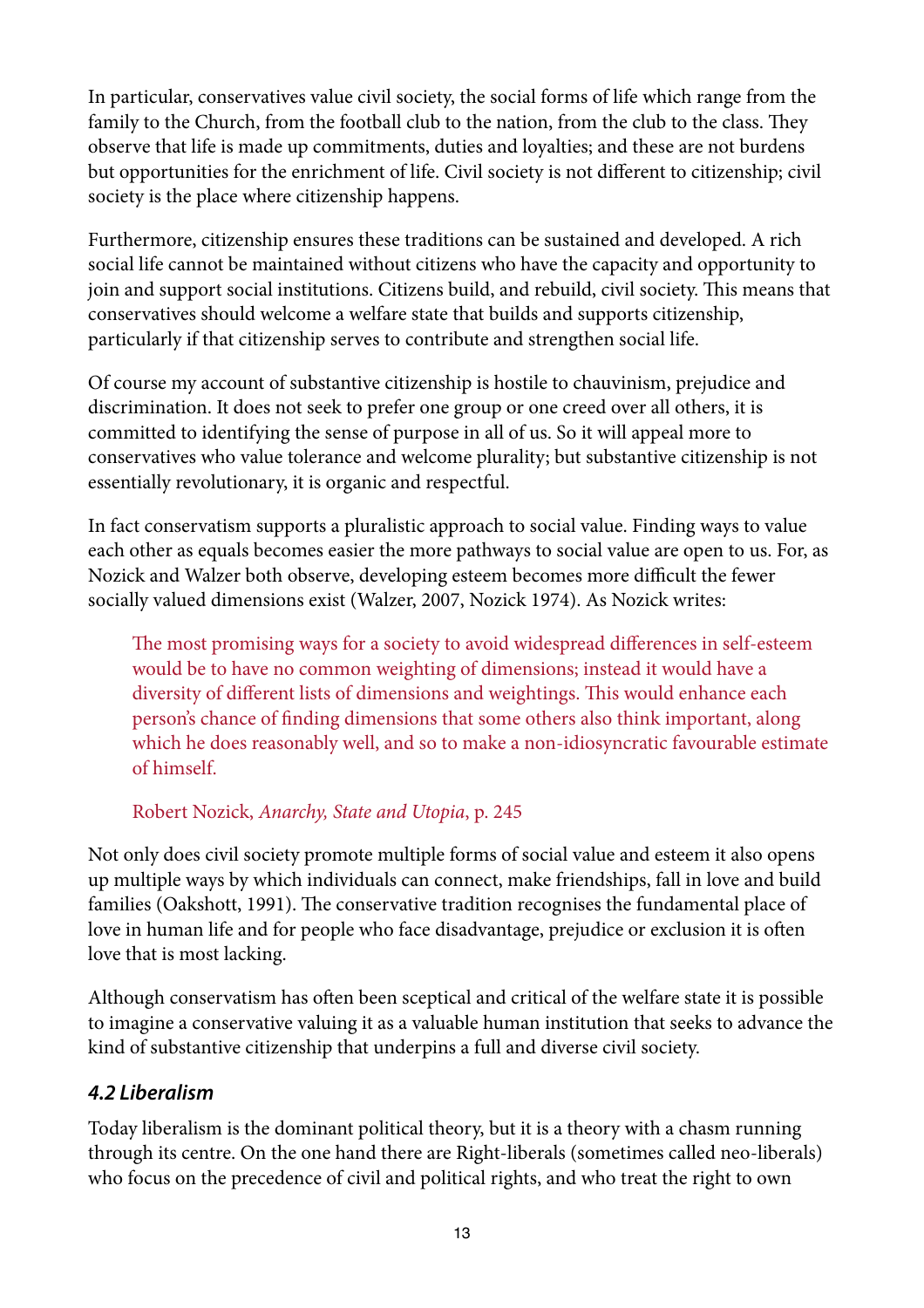In particular, conservatives value civil society, the social forms of life which range from the family to the Church, from the football club to the nation, from the club to the class. They observe that life is made up commitments, duties and loyalties; and these are not burdens but opportunities for the enrichment of life. Civil society is not different to citizenship; civil society is the place where citizenship happens.

Furthermore, citizenship ensures these traditions can be sustained and developed. A rich social life cannot be maintained without citizens who have the capacity and opportunity to join and support social institutions. Citizens build, and rebuild, civil society. This means that conservatives should welcome a welfare state that builds and supports citizenship, particularly if that citizenship serves to contribute and strengthen social life.

Of course my account of substantive citizenship is hostile to chauvinism, prejudice and discrimination. It does not seek to prefer one group or one creed over all others, it is committed to identifying the sense of purpose in all of us. So it will appeal more to conservatives who value tolerance and welcome plurality; but substantive citizenship is not essentially revolutionary, it is organic and respectful.

In fact conservatism supports a pluralistic approach to social value. Finding ways to value each other as equals becomes easier the more pathways to social value are open to us. For, as Nozick and Walzer both observe, developing esteem becomes more difficult the fewer socially valued dimensions exist (Walzer, 2007, Nozick 1974). As Nozick writes:

> The most promising ways for a society to avoid widespread differences in self-esteem would be to have no common weighting of dimensions; instead it would have a diversity of different lists of dimensions and weightings. This would enhance each person's chance of finding dimensions that some others also think important, along which he does reasonably well, and so to make a non-idiosyncratic favourable estimate of himself.
>
> Robert Nozick, *Anarchy, State and Utopia*, p. 245

Not only does civil society promote multiple forms of social value and esteem it also opens up multiple ways by which individuals can connect, make friendships, fall in love and build families (Oakshott, 1991). The conservative tradition recognises the fundamental place of love in human life and for people who face disadvantage, prejudice or exclusion it is often love that is most lacking.

Although conservatism has often been sceptical and critical of the welfare state it is possible to imagine a conservative valuing it as a valuable human institution that seeks to advance the kind of substantive citizenship that underpins a full and diverse civil society.

### *4.2 Liberalism*

Today liberalism is the dominant political theory, but it is a theory with a chasm running through its centre. On the one hand there are Right-liberals (sometimes called neo-liberals) who focus on the precedence of civil and political rights, and who treat the right to own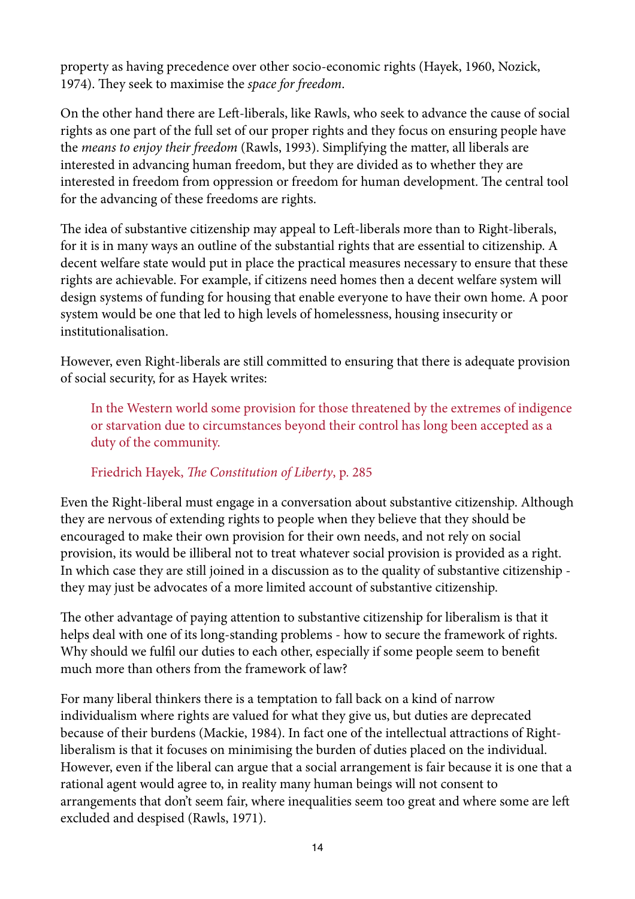property as having precedence over other socio-economic rights (Hayek, 1960, Nozick, 1974). They seek to maximise the *space for freedom*.

On the other hand there are Left-liberals, like Rawls, who seek to advance the cause of social rights as one part of the full set of our proper rights and they focus on ensuring people have the *means to enjoy their freedom* (Rawls, 1993). Simplifying the matter, all liberals are interested in advancing human freedom, but they are divided as to whether they are interested in freedom from oppression or freedom for human development. The central tool for the advancing of these freedoms are rights.

The idea of substantive citizenship may appeal to Left-liberals more than to Right-liberals, for it is in many ways an outline of the substantial rights that are essential to citizenship. A decent welfare state would put in place the practical measures necessary to ensure that these rights are achievable. For example, if citizens need homes then a decent welfare system will design systems of funding for housing that enable everyone to have their own home. A poor system would be one that led to high levels of homelessness, housing insecurity or institutionalisation.

However, even Right-liberals are still committed to ensuring that there is adequate provision of social security, for as Hayek writes:

> In the Western world some provision for those threatened by the extremes of indigence or starvation due to circumstances beyond their control has long been accepted as a duty of the community.
>
> Friedrich Hayek, *The Constitution of Liberty*, p. 285

Even the Right-liberal must engage in a conversation about substantive citizenship. Although they are nervous of extending rights to people when they believe that they should be encouraged to make their own provision for their own needs, and not rely on social provision, its would be illiberal not to treat whatever social provision is provided as a right. In which case they are still joined in a discussion as to the quality of substantive citizenship - they may just be advocates of a more limited account of substantive citizenship.

The other advantage of paying attention to substantive citizenship for liberalism is that it helps deal with one of its long-standing problems - how to secure the framework of rights. Why should we fulfil our duties to each other, especially if some people seem to benefit much more than others from the framework of law?

For many liberal thinkers there is a temptation to fall back on a kind of narrow individualism where rights are valued for what they give us, but duties are deprecated because of their burdens (Mackie, 1984). In fact one of the intellectual attractions of Right-liberalism is that it focuses on minimising the burden of duties placed on the individual. However, even if the liberal can argue that a social arrangement is fair because it is one that a rational agent would agree to, in reality many human beings will not consent to arrangements that don't seem fair, where inequalities seem too great and where some are left excluded and despised (Rawls, 1971).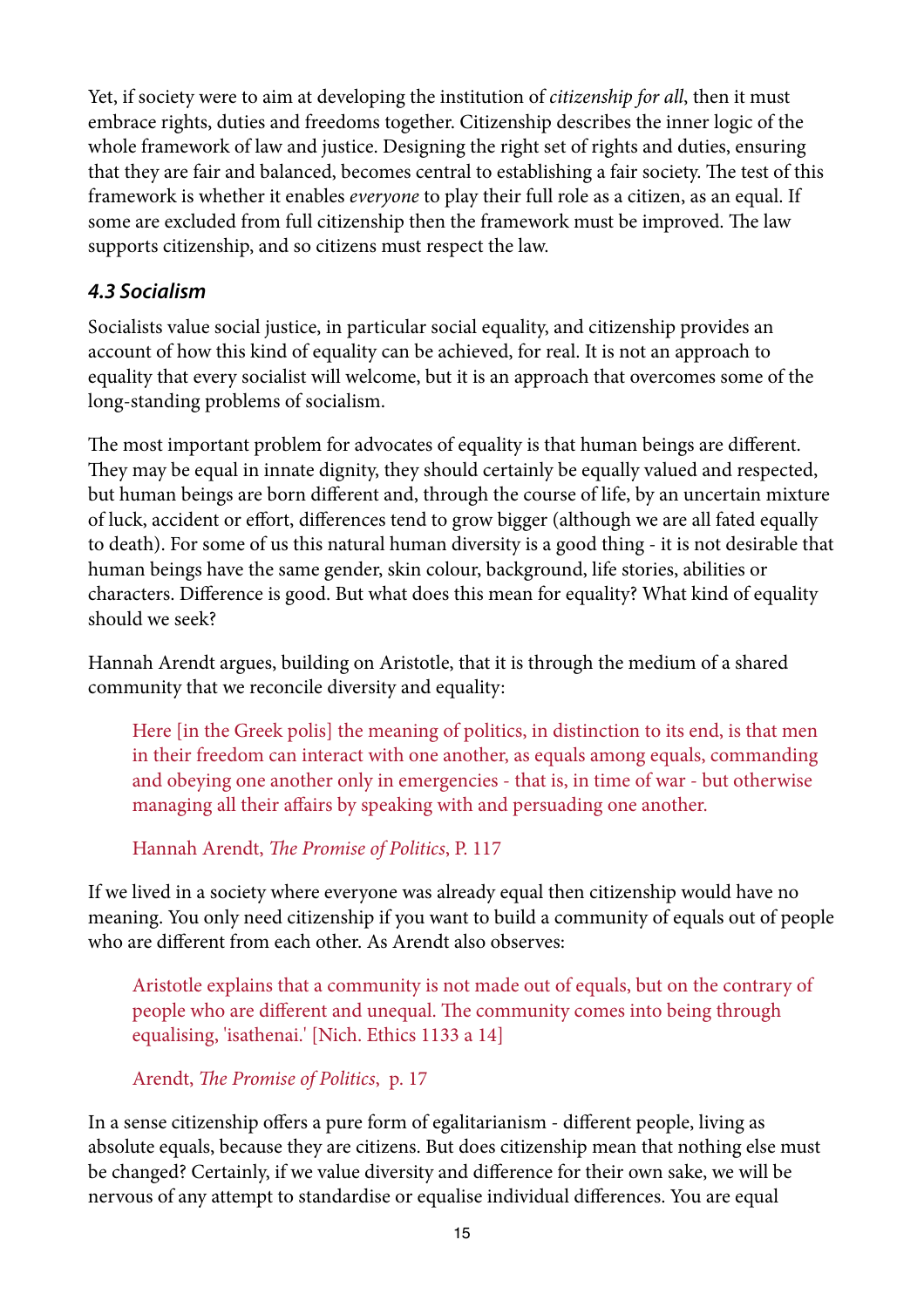Yet, if society were to aim at developing the institution of *citizenship for all*, then it must embrace rights, duties and freedoms together. Citizenship describes the inner logic of the whole framework of law and justice. Designing the right set of rights and duties, ensuring that they are fair and balanced, becomes central to establishing a fair society. The test of this framework is whether it enables *everyone* to play their full role as a citizen, as an equal. If some are excluded from full citizenship then the framework must be improved. The law supports citizenship, and so citizens must respect the law.

### *4.3 Socialism*

Socialists value social justice, in particular social equality, and citizenship provides an account of how this kind of equality can be achieved, for real. It is not an approach to equality that every socialist will welcome, but it is an approach that overcomes some of the long-standing problems of socialism.

The most important problem for advocates of equality is that human beings are different. They may be equal in innate dignity, they should certainly be equally valued and respected, but human beings are born different and, through the course of life, by an uncertain mixture of luck, accident or effort, differences tend to grow bigger (although we are all fated equally to death). For some of us this natural human diversity is a good thing - it is not desirable that human beings have the same gender, skin colour, background, life stories, abilities or characters. Difference is good. But what does this mean for equality? What kind of equality should we seek?

Hannah Arendt argues, building on Aristotle, that it is through the medium of a shared community that we reconcile diversity and equality:

> Here [in the Greek polis] the meaning of politics, in distinction to its end, is that men in their freedom can interact with one another, as equals among equals, commanding and obeying one another only in emergencies - that is, in time of war - but otherwise managing all their affairs by speaking with and persuading one another.
>
> Hannah Arendt, *The Promise of Politics*, P. 117

If we lived in a society where everyone was already equal then citizenship would have no meaning. You only need citizenship if you want to build a community of equals out of people who are different from each other. As Arendt also observes:

> Aristotle explains that a community is not made out of equals, but on the contrary of people who are different and unequal. The community comes into being through equalising, 'isathenai.' [Nich. Ethics 1133 a 14]
>
> Arendt, *The Promise of Politics*, p. 17

In a sense citizenship offers a pure form of egalitarianism - different people, living as absolute equals, because they are citizens. But does citizenship mean that nothing else must be changed? Certainly, if we value diversity and difference for their own sake, we will be nervous of any attempt to standardise or equalise individual differences. You are equal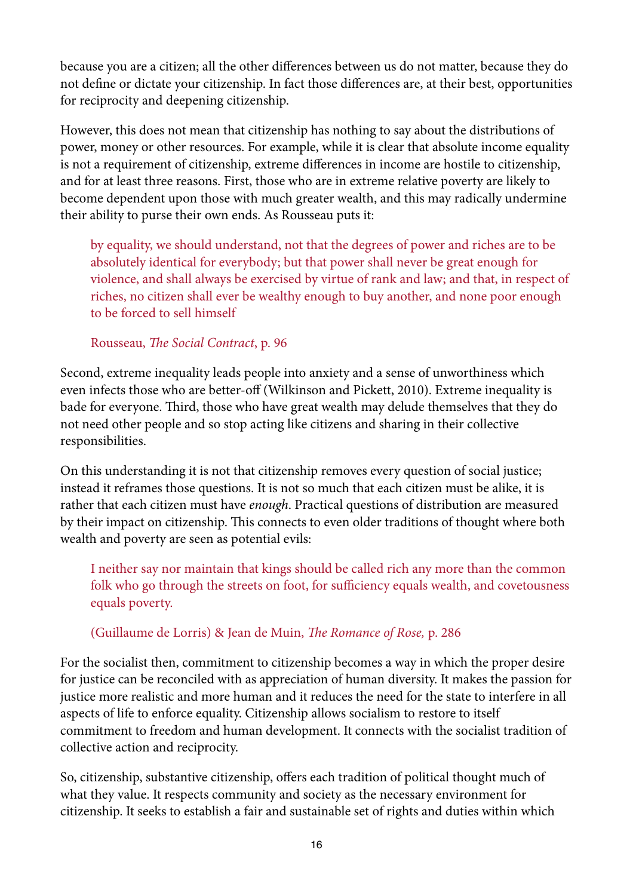because you are a citizen; all the other differences between us do not matter, because they do not define or dictate your citizenship. In fact those differences are, at their best, opportunities for reciprocity and deepening citizenship.

However, this does not mean that citizenship has nothing to say about the distributions of power, money or other resources. For example, while it is clear that absolute income equality is not a requirement of citizenship, extreme differences in income are hostile to citizenship, and for at least three reasons. First, those who are in extreme relative poverty are likely to become dependent upon those with much greater wealth, and this may radically undermine their ability to purse their own ends. As Rousseau puts it:

> by equality, we should understand, not that the degrees of power and riches are to be absolutely identical for everybody; but that power shall never be great enough for violence, and shall always be exercised by virtue of rank and law; and that, in respect of riches, no citizen shall ever be wealthy enough to buy another, and none poor enough to be forced to sell himself
>
> Rousseau, *The Social Contract*, p. 96

Second, extreme inequality leads people into anxiety and a sense of unworthiness which even infects those who are better-off (Wilkinson and Pickett, 2010). Extreme inequality is bade for everyone. Third, those who have great wealth may delude themselves that they do not need other people and so stop acting like citizens and sharing in their collective responsibilities.

On this understanding it is not that citizenship removes every question of social justice; instead it reframes those questions. It is not so much that each citizen must be alike, it is rather that each citizen must have *enough*. Practical questions of distribution are measured by their impact on citizenship. This connects to even older traditions of thought where both wealth and poverty are seen as potential evils:

> I neither say nor maintain that kings should be called rich any more than the common folk who go through the streets on foot, for sufficiency equals wealth, and covetousness equals poverty.
>
> (Guillaume de Lorris) & Jean de Muin, *The Romance of Rose,* p. 286

For the socialist then, commitment to citizenship becomes a way in which the proper desire for justice can be reconciled with as appreciation of human diversity. It makes the passion for justice more realistic and more human and it reduces the need for the state to interfere in all aspects of life to enforce equality. Citizenship allows socialism to restore to itself commitment to freedom and human development. It connects with the socialist tradition of collective action and reciprocity.

So, citizenship, substantive citizenship, offers each tradition of political thought much of what they value. It respects community and society as the necessary environment for citizenship. It seeks to establish a fair and sustainable set of rights and duties within which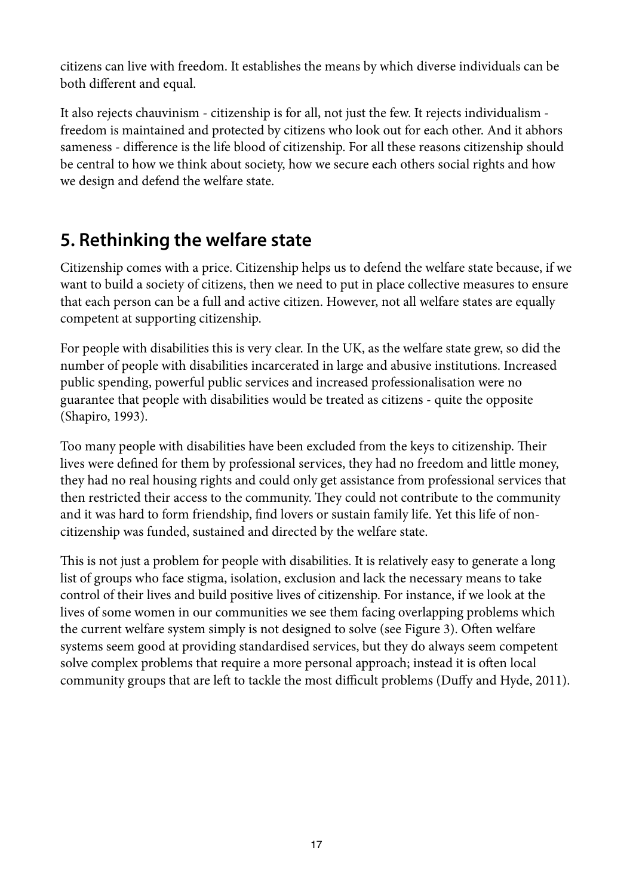citizens can live with freedom. It establishes the means by which diverse individuals can be both different and equal.

It also rejects chauvinism - citizenship is for all, not just the few. It rejects individualism - freedom is maintained and protected by citizens who look out for each other. And it abhors sameness - difference is the life blood of citizenship. For all these reasons citizenship should be central to how we think about society, how we secure each others social rights and how we design and defend the welfare state.

## 5. Rethinking the welfare state

Citizenship comes with a price. Citizenship helps us to defend the welfare state because, if we want to build a society of citizens, then we need to put in place collective measures to ensure that each person can be a full and active citizen. However, not all welfare states are equally competent at supporting citizenship.

For people with disabilities this is very clear. In the UK, as the welfare state grew, so did the number of people with disabilities incarcerated in large and abusive institutions. Increased public spending, powerful public services and increased professionalisation were no guarantee that people with disabilities would be treated as citizens - quite the opposite (Shapiro, 1993).

Too many people with disabilities have been excluded from the keys to citizenship. Their lives were defined for them by professional services, they had no freedom and little money, they had no real housing rights and could only get assistance from professional services that then restricted their access to the community. They could not contribute to the community and it was hard to form friendship, find lovers or sustain family life. Yet this life of non-citizenship was funded, sustained and directed by the welfare state.

This is not just a problem for people with disabilities. It is relatively easy to generate a long list of groups who face stigma, isolation, exclusion and lack the necessary means to take control of their lives and build positive lives of citizenship. For instance, if we look at the lives of some women in our communities we see them facing overlapping problems which the current welfare system simply is not designed to solve (see Figure 3). Often welfare systems seem good at providing standardised services, but they do always seem competent solve complex problems that require a more personal approach; instead it is often local community groups that are left to tackle the most difficult problems (Duffy and Hyde, 2011).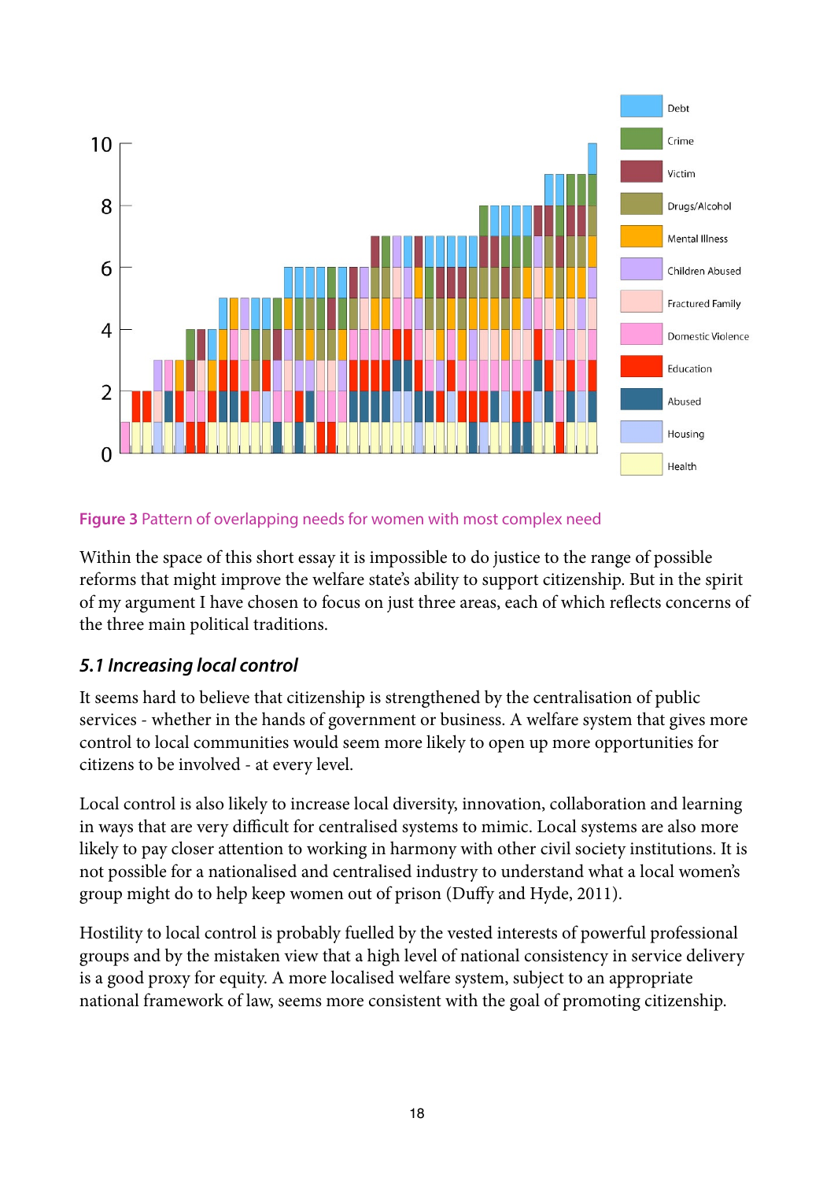**Figure 3** Pattern of overlapping needs for women with most complex need

Within the space of this short essay it is impossible to do justice to the range of possible reforms that might improve the welfare state's ability to support citizenship. But in the spirit of my argument I have chosen to focus on just three areas, each of which reflects concerns of the three main political traditions.

### *5.1 Increasing local control*

It seems hard to believe that citizenship is strengthened by the centralisation of public services - whether in the hands of government or business. A welfare system that gives more control to local communities would seem more likely to open up more opportunities for citizens to be involved - at every level.

Local control is also likely to increase local diversity, innovation, collaboration and learning in ways that are very difficult for centralised systems to mimic. Local systems are also more likely to pay closer attention to working in harmony with other civil society institutions. It is not possible for a nationalised and centralised industry to understand what a local women's group might do to help keep women out of prison (Duffy and Hyde, 2011).

Hostility to local control is probably fuelled by the vested interests of powerful professional groups and by the mistaken view that a high level of national consistency in service delivery is a good proxy for equity. A more localised welfare system, subject to an appropriate national framework of law, seems more consistent with the goal of promoting citizenship.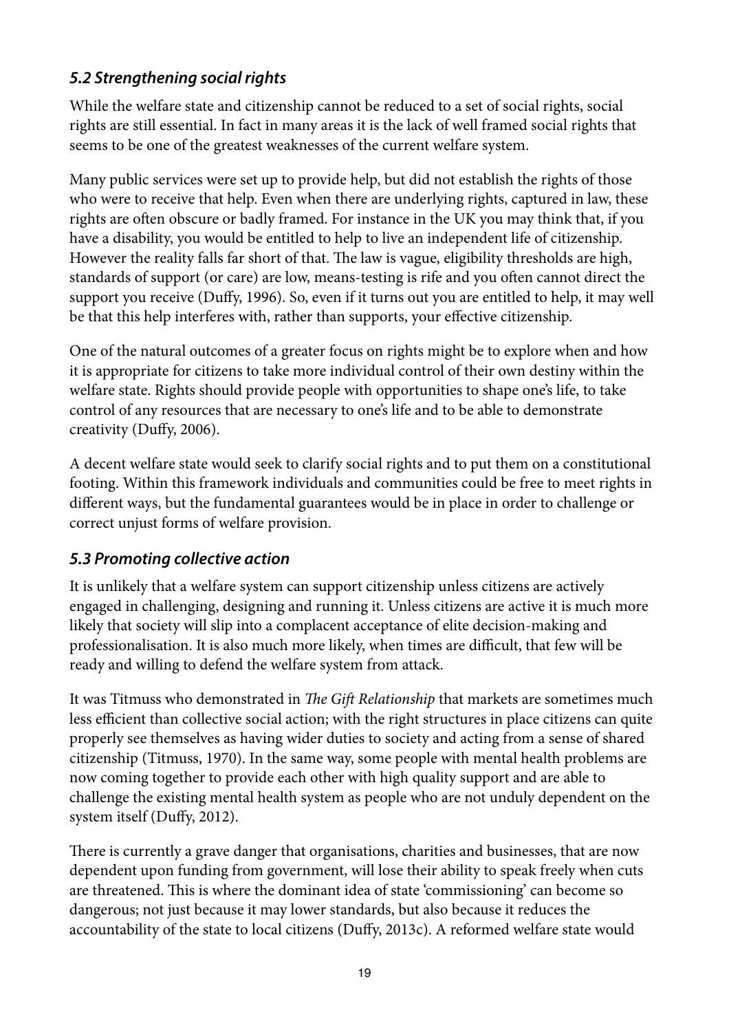### *5.2 Strengthening social rights*

While the welfare state and citizenship cannot be reduced to a set of social rights, social rights are still essential. In fact in many areas it is the lack of well framed social rights that seems to be one of the greatest weaknesses of the current welfare system.

Many public services were set up to provide help, but did not establish the rights of those who were to receive that help. Even when there are underlying rights, captured in law, these rights are often obscure or badly framed. For instance in the UK you may think that, if you have a disability, you would be entitled to help to live an independent life of citizenship. However the reality falls far short of that. The law is vague, eligibility thresholds are high, standards of support (or care) are low, means-testing is rife and you often cannot direct the support you receive (Duffy, 1996). So, even if it turns out you are entitled to help, it may well be that this help interferes with, rather than supports, your effective citizenship.

One of the natural outcomes of a greater focus on rights might be to explore when and how it is appropriate for citizens to take more individual control of their own destiny within the welfare state. Rights should provide people with opportunities to shape one's life, to take control of any resources that are necessary to one's life and to be able to demonstrate creativity (Duffy, 2006).

A decent welfare state would seek to clarify social rights and to put them on a constitutional footing. Within this framework individuals and communities could be free to meet rights in different ways, but the fundamental guarantees would be in place in order to challenge or correct unjust forms of welfare provision.

### *5.3 Promoting collective action*

It is unlikely that a welfare system can support citizenship unless citizens are actively engaged in challenging, designing and running it. Unless citizens are active it is much more likely that society will slip into a complacent acceptance of elite decision-making and professionalisation. It is also much more likely, when times are difficult, that few will be ready and willing to defend the welfare system from attack.

It was Titmuss who demonstrated in *The Gift Relationship* that markets are sometimes much less efficient than collective social action; with the right structures in place citizens can quite properly see themselves as having wider duties to society and acting from a sense of shared citizenship (Titmuss, 1970). In the same way, some people with mental health problems are now coming together to provide each other with high quality support and are able to challenge the existing mental health system as people who are not unduly dependent on the system itself (Duffy, 2012).

There is currently a grave danger that organisations, charities and businesses, that are now dependent upon funding from government, will lose their ability to speak freely when cuts are threatened. This is where the dominant idea of state 'commissioning' can become so dangerous; not just because it may lower standards, but also because it reduces the accountability of the state to local citizens (Duffy, 2013c). A reformed welfare state would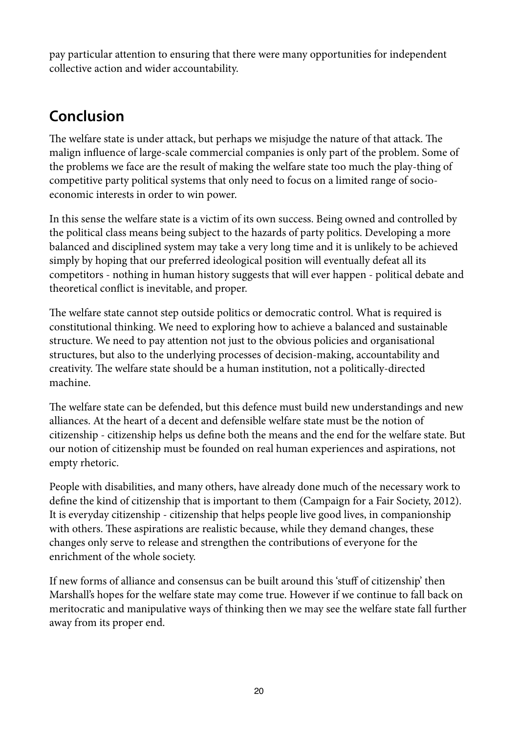pay particular attention to ensuring that there were many opportunities for independent collective action and wider accountability.

## Conclusion

The welfare state is under attack, but perhaps we misjudge the nature of that attack. The malign influence of large-scale commercial companies is only part of the problem. Some of the problems we face are the result of making the welfare state too much the play-thing of competitive party political systems that only need to focus on a limited range of socio-economic interests in order to win power.

In this sense the welfare state is a victim of its own success. Being owned and controlled by the political class means being subject to the hazards of party politics. Developing a more balanced and disciplined system may take a very long time and it is unlikely to be achieved simply by hoping that our preferred ideological position will eventually defeat all its competitors - nothing in human history suggests that will ever happen - political debate and theoretical conflict is inevitable, and proper.

The welfare state cannot step outside politics or democratic control. What is required is constitutional thinking. We need to exploring how to achieve a balanced and sustainable structure. We need to pay attention not just to the obvious policies and organisational structures, but also to the underlying processes of decision-making, accountability and creativity. The welfare state should be a human institution, not a politically-directed machine.

The welfare state can be defended, but this defence must build new understandings and new alliances. At the heart of a decent and defensible welfare state must be the notion of citizenship - citizenship helps us define both the means and the end for the welfare state. But our notion of citizenship must be founded on real human experiences and aspirations, not empty rhetoric.

People with disabilities, and many others, have already done much of the necessary work to define the kind of citizenship that is important to them (Campaign for a Fair Society, 2012). It is everyday citizenship - citizenship that helps people live good lives, in companionship with others. These aspirations are realistic because, while they demand changes, these changes only serve to release and strengthen the contributions of everyone for the enrichment of the whole society.

If new forms of alliance and consensus can be built around this 'stuff of citizenship' then Marshall's hopes for the welfare state may come true. However if we continue to fall back on meritocratic and manipulative ways of thinking then we may see the welfare state fall further away from its proper end.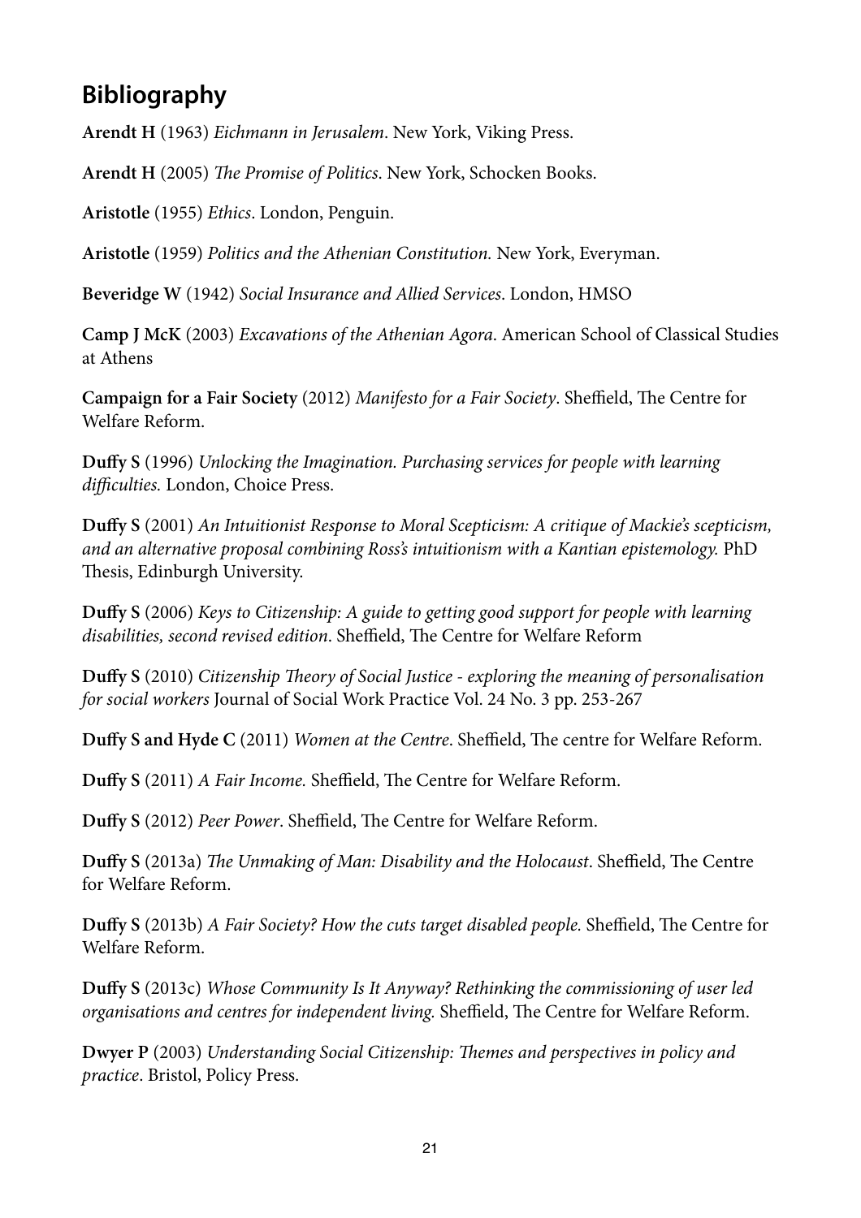## Bibliography

**Arendt H** (1963) *Eichmann in Jerusalem*. New York, Viking Press.

**Arendt H** (2005) *The Promise of Politics*. New York, Schocken Books.

**Aristotle** (1955) *Ethics*. London, Penguin.

**Aristotle** (1959) *Politics and the Athenian Constitution.* New York, Everyman.

**Beveridge W** (1942) *Social Insurance and Allied Services*. London, HMSO

**Camp J McK** (2003) *Excavations of the Athenian Agora*. American School of Classical Studies at Athens

**Campaign for a Fair Society** (2012) *Manifesto for a Fair Society*. Sheffield, The Centre for Welfare Reform.

**Duffy S** (1996) *Unlocking the Imagination. Purchasing services for people with learning difficulties.* London, Choice Press.

**Duffy S** (2001) *An Intuitionist Response to Moral Scepticism: A critique of Mackie's scepticism, and an alternative proposal combining Ross's intuitionism with a Kantian epistemology.* PhD Thesis, Edinburgh University.

**Duffy S** (2006) *Keys to Citizenship: A guide to getting good support for people with learning disabilities, second revised edition*. Sheffield, The Centre for Welfare Reform

**Duffy S** (2010) *Citizenship Theory of Social Justice - exploring the meaning of personalisation for social workers* Journal of Social Work Practice Vol. 24 No. 3 pp. 253-267

**Duffy S and Hyde C** (2011) *Women at the Centre*. Sheffield, The centre for Welfare Reform.

**Duffy S** (2011) *A Fair Income.* Sheffield, The Centre for Welfare Reform.

**Duffy S** (2012) *Peer Power*. Sheffield, The Centre for Welfare Reform.

**Duffy S** (2013a) *The Unmaking of Man: Disability and the Holocaust*. Sheffield, The Centre for Welfare Reform.

**Duffy S** (2013b) *A Fair Society? How the cuts target disabled people.* Sheffield, The Centre for Welfare Reform.

**Duffy S** (2013c) *Whose Community Is It Anyway? Rethinking the commissioning of user led organisations and centres for independent living.* Sheffield, The Centre for Welfare Reform.

**Dwyer P** (2003) *Understanding Social Citizenship: Themes and perspectives in policy and practice*. Bristol, Policy Press.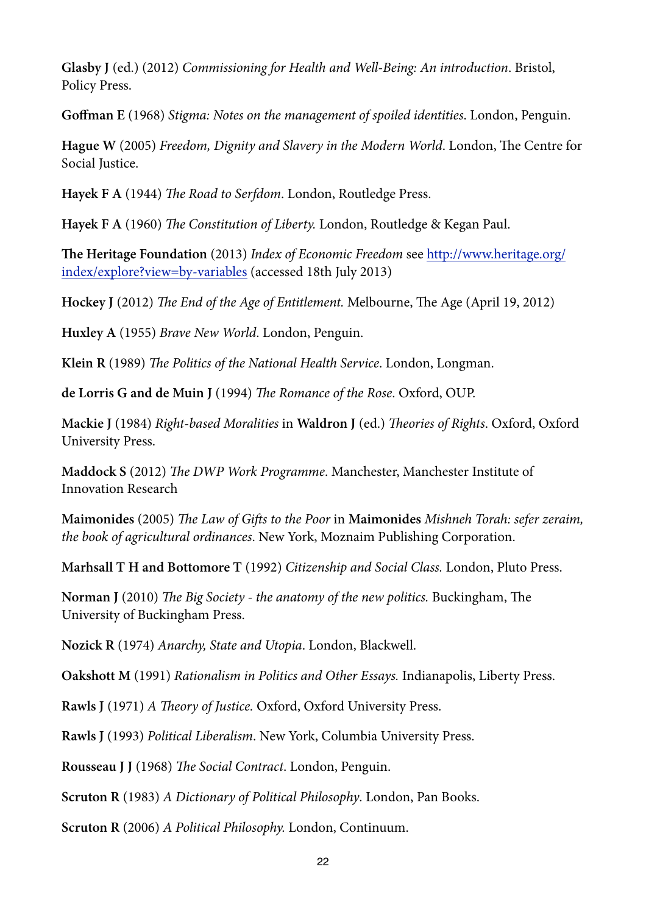**Glasby J** (ed.) (2012) *Commissioning for Health and Well-Being: An introduction*. Bristol, Policy Press.

**Goffman E** (1968) *Stigma: Notes on the management of spoiled identities*. London, Penguin.

**Hague W** (2005) *Freedom, Dignity and Slavery in the Modern World*. London, The Centre for Social Justice.

**Hayek F A** (1944) *The Road to Serfdom*. London, Routledge Press.

**Hayek F A** (1960) *The Constitution of Liberty.* London, Routledge & Kegan Paul.

**The Heritage Foundation** (2013) *Index of Economic Freedom* see [http://www.heritage.org/index/explore?view=by-variables](http://www.heritage.org/index/explore?view=by-variables) (accessed 18th July 2013)

**Hockey J** (2012) *The End of the Age of Entitlement.* Melbourne, The Age (April 19, 2012)

**Huxley A** (1955) *Brave New World*. London, Penguin.

**Klein R** (1989) *The Politics of the National Health Service*. London, Longman.

**de Lorris G and de Muin J** (1994) *The Romance of the Rose*. Oxford, OUP.

**Mackie J** (1984) *Right-based Moralities* in **Waldron J** (ed.) *Theories of Rights*. Oxford, Oxford University Press.

**Maddock S** (2012) *The DWP Work Programme*. Manchester, Manchester Institute of Innovation Research

**Maimonides** (2005) *The Law of Gifts to the Poor* in **Maimonides** *Mishneh Torah: sefer zeraim, the book of agricultural ordinances*. New York, Moznaim Publishing Corporation.

**Marhsall T H and Bottomore T** (1992) *Citizenship and Social Class.* London, Pluto Press.

**Norman J** (2010) *The Big Society - the anatomy of the new politics.* Buckingham, The University of Buckingham Press.

**Nozick R** (1974) *Anarchy, State and Utopia*. London, Blackwell.

**Oakshott M** (1991) *Rationalism in Politics and Other Essays.* Indianapolis, Liberty Press.

**Rawls J** (1971) *A Theory of Justice.* Oxford, Oxford University Press.

**Rawls J** (1993) *Political Liberalism*. New York, Columbia University Press.

**Rousseau J J** (1968) *The Social Contract*. London, Penguin.

**Scruton R** (1983) *A Dictionary of Political Philosophy*. London, Pan Books.

**Scruton R** (2006) *A Political Philosophy.* London, Continuum.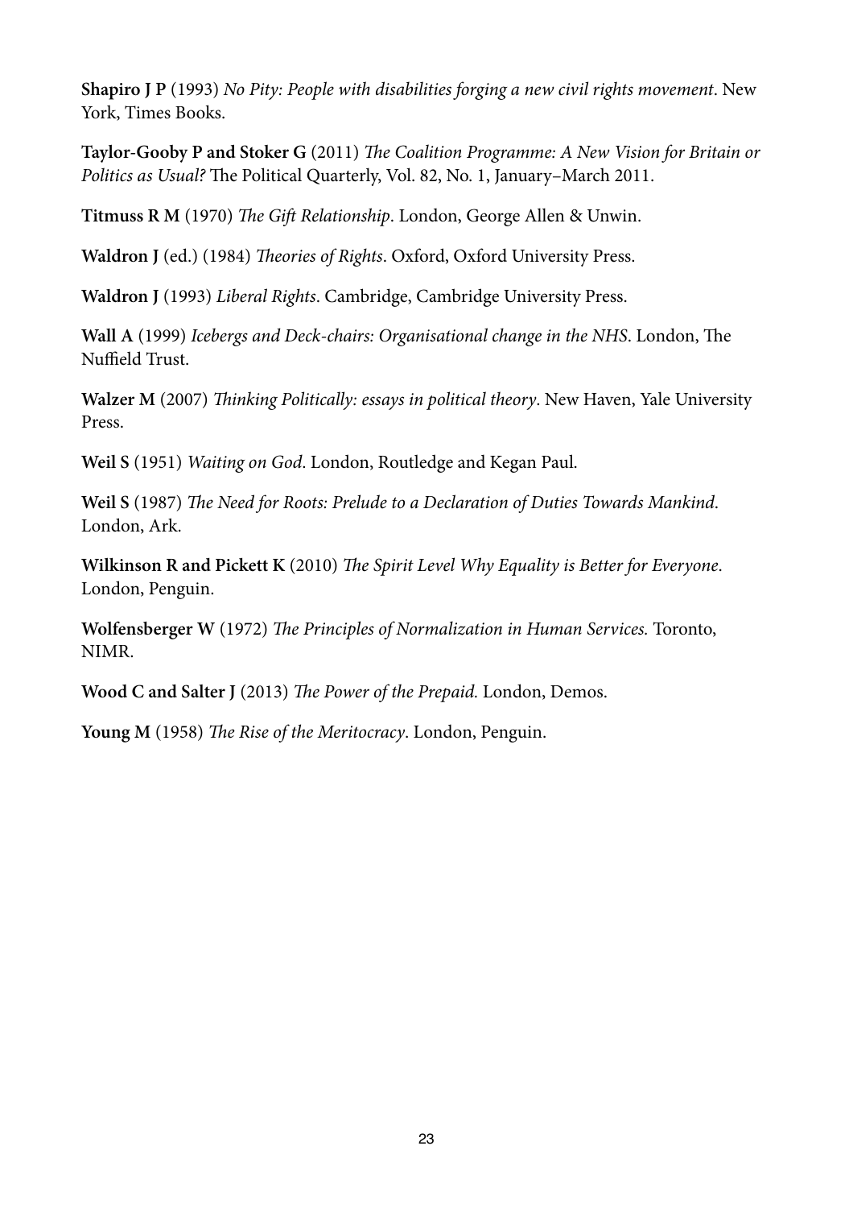**Shapiro J P** (1993) *No Pity: People with disabilities forging a new civil rights movement*. New York, Times Books.

**Taylor-Gooby P and Stoker G** (2011) *The Coalition Programme: A New Vision for Britain or Politics as Usual?* The Political Quarterly, Vol. 82, No. 1, January–March 2011.

**Titmuss R M** (1970) *The Gift Relationship*. London, George Allen & Unwin.

**Waldron J** (ed.) (1984) *Theories of Rights*. Oxford, Oxford University Press.

**Waldron J** (1993) *Liberal Rights*. Cambridge, Cambridge University Press.

**Wall A** (1999) *Icebergs and Deck-chairs: Organisational change in the NHS*. London, The Nuffield Trust.

**Walzer M** (2007) *Thinking Politically: essays in political theory*. New Haven, Yale University Press.

**Weil S** (1951) *Waiting on God*. London, Routledge and Kegan Paul.

**Weil S** (1987) *The Need for Roots: Prelude to a Declaration of Duties Towards Mankind*. London, Ark.

**Wilkinson R and Pickett K** (2010) *The Spirit Level Why Equality is Better for Everyone*. London, Penguin.

**Wolfensberger W** (1972) *The Principles of Normalization in Human Services*. Toronto, NIMR.

**Wood C and Salter J** (2013) *The Power of the Prepaid*. London, Demos.

**Young M** (1958) *The Rise of the Meritocracy*. London, Penguin.